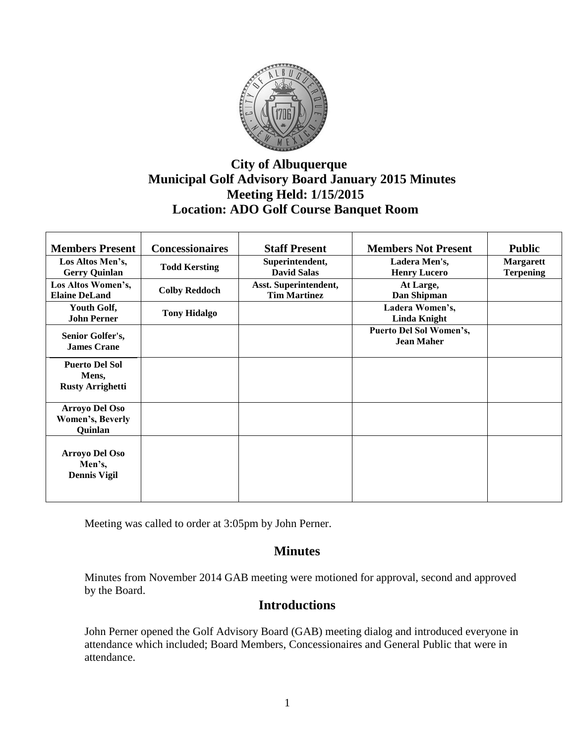# City of Albuquerque
## Municipal Golf Advisory Board January 2015 Minutes
## Meeting Held: 1/15/2015
## Location: ADO Golf Course Banquet Room

| Members Present | Concessionaires | Staff Present | Members Not Present | Public |
|---|---|---|---|---|
| **Los Altos Men's, Gerry Quinlan** | **Todd Kersting** | **Superintendent, David Salas** | **Ladera Men's, Henry Lucero** | **Margarett Terpening** |
| **Los Altos Women's, Elaine DeLand** | **Colby Reddoch** | **Asst. Superintendent, Tim Martinez** | **At Large, Dan Shipman** | |
| **Youth Golf, John Perner** | **Tony Hidalgo** | | **Ladera Women's, Linda Knight** | |
| **Senior Golfer's, James Crane** | | | **Puerto Del Sol Women's, Jean Maher** | |
| **Puerto Del Sol Mens, Rusty Arrighetti** | | | | |
| **Arroyo Del Oso Women's, Beverly Quinlan** | | | | |
| **Arroyo Del Oso Men's, Dennis Vigil** | | | | |

Meeting was called to order at 3:05pm by John Perner.

## Minutes

Minutes from November 2014 GAB meeting were motioned for approval, second and approved by the Board.

## Introductions

John Perner opened the Golf Advisory Board (GAB) meeting dialog and introduced everyone in attendance which included; Board Members, Concessionaires and General Public that were in attendance.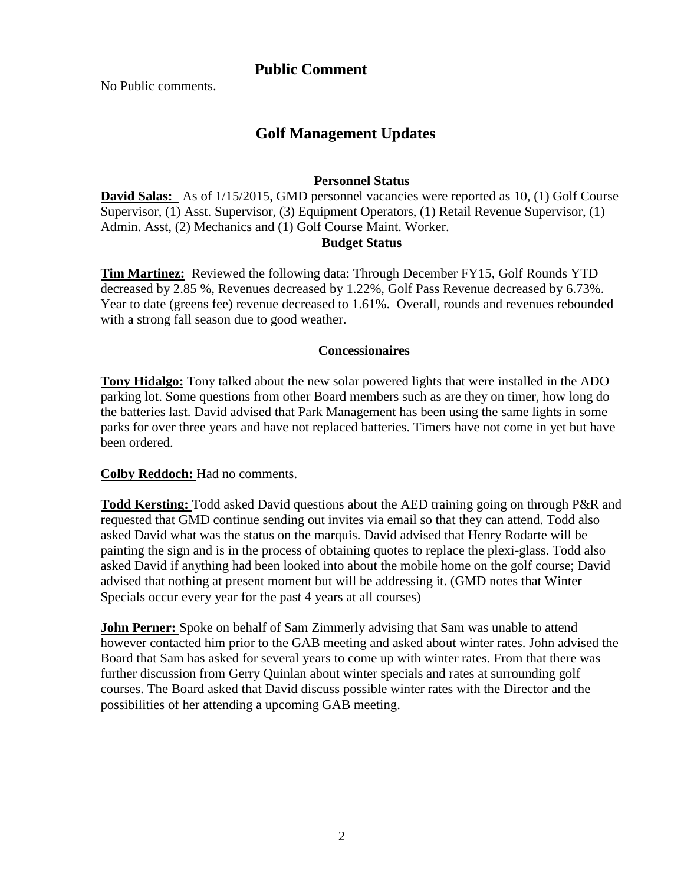## Public Comment

No Public comments.

## Golf Management Updates

### Personnel Status

**David Salas:** As of 1/15/2015, GMD personnel vacancies were reported as 10, (1) Golf Course Supervisor, (1) Asst. Supervisor, (3) Equipment Operators, (1) Retail Revenue Supervisor, (1) Admin. Asst, (2) Mechanics and (1) Golf Course Maint. Worker.

### Budget Status

**Tim Martinez:** Reviewed the following data: Through December FY15, Golf Rounds YTD decreased by 2.85 %, Revenues decreased by 1.22%, Golf Pass Revenue decreased by 6.73%. Year to date (greens fee) revenue decreased to 1.61%. Overall, rounds and revenues rebounded with a strong fall season due to good weather.

### Concessionaires

**Tony Hidalgo:** Tony talked about the new solar powered lights that were installed in the ADO parking lot. Some questions from other Board members such as are they on timer, how long do the batteries last. David advised that Park Management has been using the same lights in some parks for over three years and have not replaced batteries. Timers have not come in yet but have been ordered.

**Colby Reddoch:** Had no comments.

**Todd Kersting:** Todd asked David questions about the AED training going on through P&R and requested that GMD continue sending out invites via email so that they can attend. Todd also asked David what was the status on the marquis. David advised that Henry Rodarte will be painting the sign and is in the process of obtaining quotes to replace the plexi-glass. Todd also asked David if anything had been looked into about the mobile home on the golf course; David advised that nothing at present moment but will be addressing it. (GMD notes that Winter Specials occur every year for the past 4 years at all courses)

**John Perner:** Spoke on behalf of Sam Zimmerly advising that Sam was unable to attend however contacted him prior to the GAB meeting and asked about winter rates. John advised the Board that Sam has asked for several years to come up with winter rates. From that there was further discussion from Gerry Quinlan about winter specials and rates at surrounding golf courses. The Board asked that David discuss possible winter rates with the Director and the possibilities of her attending a upcoming GAB meeting.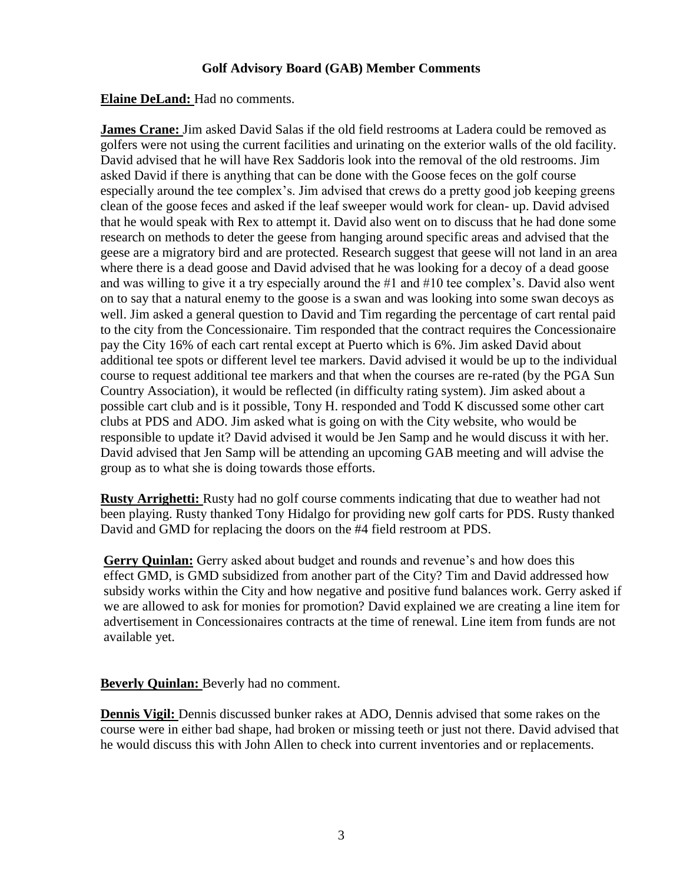## Golf Advisory Board (GAB) Member Comments

**Elaine DeLand:** Had no comments.

**James Crane:** Jim asked David Salas if the old field restrooms at Ladera could be removed as golfers were not using the current facilities and urinating on the exterior walls of the old facility. David advised that he will have Rex Saddoris look into the removal of the old restrooms. Jim asked David if there is anything that can be done with the Goose feces on the golf course especially around the tee complex's. Jim advised that crews do a pretty good job keeping greens clean of the goose feces and asked if the leaf sweeper would work for clean- up. David advised that he would speak with Rex to attempt it. David also went on to discuss that he had done some research on methods to deter the geese from hanging around specific areas and advised that the geese are a migratory bird and are protected. Research suggest that geese will not land in an area where there is a dead goose and David advised that he was looking for a decoy of a dead goose and was willing to give it a try especially around the #1 and #10 tee complex's. David also went on to say that a natural enemy to the goose is a swan and was looking into some swan decoys as well. Jim asked a general question to David and Tim regarding the percentage of cart rental paid to the city from the Concessionaire. Tim responded that the contract requires the Concessionaire pay the City 16% of each cart rental except at Puerto which is 6%. Jim asked David about additional tee spots or different level tee markers. David advised it would be up to the individual course to request additional tee markers and that when the courses are re-rated (by the PGA Sun Country Association), it would be reflected (in difficulty rating system). Jim asked about a possible cart club and is it possible, Tony H. responded and Todd K discussed some other cart clubs at PDS and ADO. Jim asked what is going on with the City website, who would be responsible to update it? David advised it would be Jen Samp and he would discuss it with her. David advised that Jen Samp will be attending an upcoming GAB meeting and will advise the group as to what she is doing towards those efforts.

**Rusty Arrighetti:** Rusty had no golf course comments indicating that due to weather had not been playing. Rusty thanked Tony Hidalgo for providing new golf carts for PDS. Rusty thanked David and GMD for replacing the doors on the #4 field restroom at PDS.

**Gerry Quinlan:** Gerry asked about budget and rounds and revenue's and how does this effect GMD, is GMD subsidized from another part of the City? Tim and David addressed how subsidy works within the City and how negative and positive fund balances work. Gerry asked if we are allowed to ask for monies for promotion? David explained we are creating a line item for advertisement in Concessionaires contracts at the time of renewal. Line item from funds are not available yet.

**Beverly Quinlan:** Beverly had no comment.

**Dennis Vigil:** Dennis discussed bunker rakes at ADO, Dennis advised that some rakes on the course were in either bad shape, had broken or missing teeth or just not there. David advised that he would discuss this with John Allen to check into current inventories and or replacements.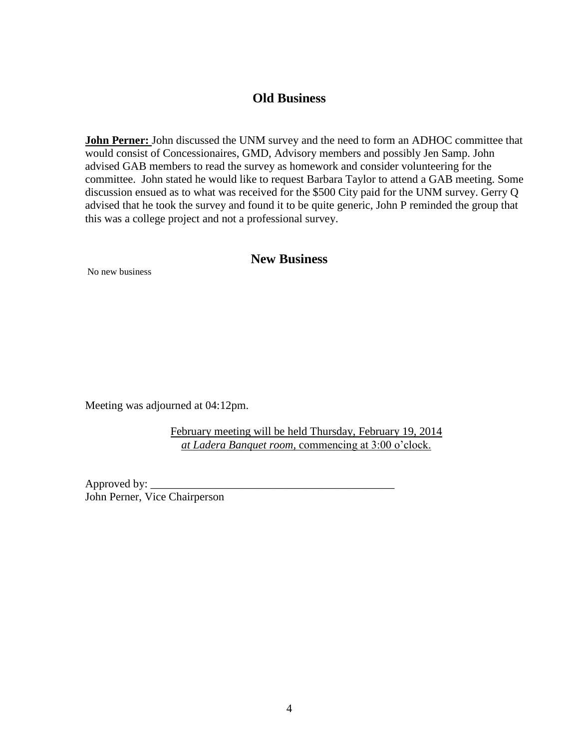## Old Business

**John Perner:** John discussed the UNM survey and the need to form an ADHOC committee that would consist of Concessionaires, GMD, Advisory members and possibly Jen Samp. John advised GAB members to read the survey as homework and consider volunteering for the committee. John stated he would like to request Barbara Taylor to attend a GAB meeting. Some discussion ensued as to what was received for the $500 City paid for the UNM survey. Gerry Q advised that he took the survey and found it to be quite generic, John P reminded the group that this was a college project and not a professional survey.

## New Business

No new business

Meeting was adjourned at 04:12pm.

February meeting will be held Thursday, February 19, 2014
*at Ladera Banquet room*, commencing at 3:00 o'clock.

Approved by: ___________________________________________
John Perner, Vice Chairperson